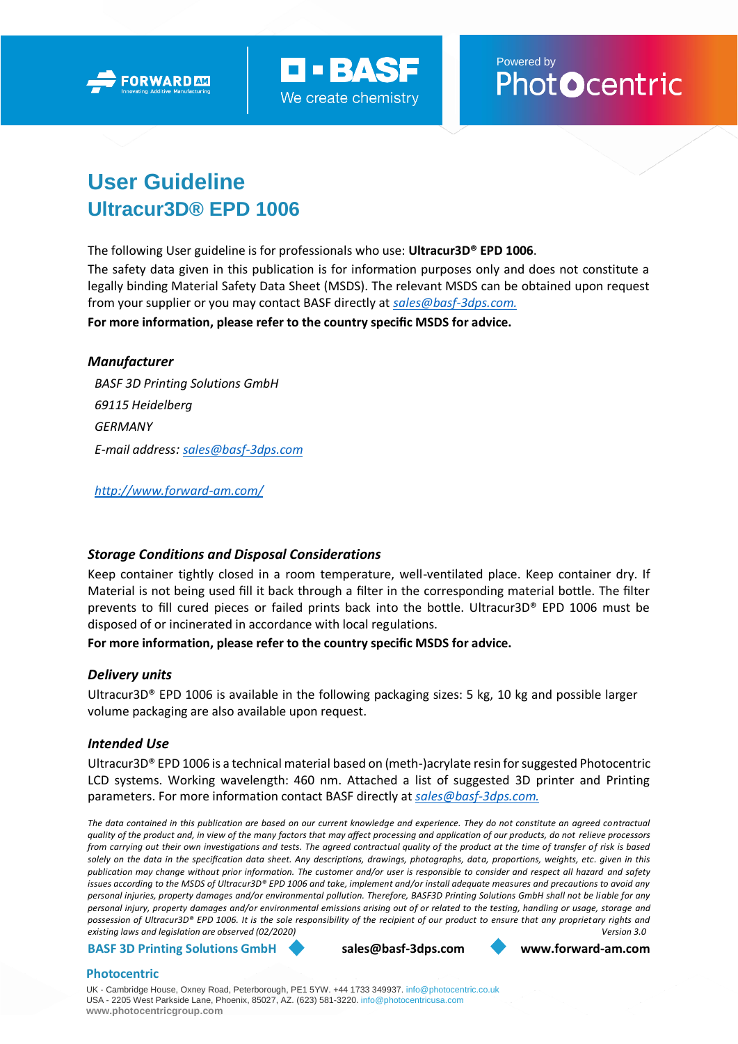# User Guideline

## Ultracur3D® EPD 1006

The following User guideline is for professionals who use: **Ultracur3D® EPD 1006**.
The safety data given in this publication is for information purposes only and does not constitute a legally binding Material Safety Data Sheet (MSDS). The relevant MSDS can be obtained upon request from your supplier or you may contact BASF directly at sales@basf-3dps.com.

**For more information, please refer to the country specific MSDS for advice.**

### *Manufacturer*

*BASF 3D Printing Solutions GmbH*

*69115 Heidelberg*

*GERMANY*

*E-mail address: sales@basf-3dps.com*

*http://www.forward-am.com/*

### *Storage Conditions and Disposal Considerations*

Keep container tightly closed in a room temperature, well-ventilated place. Keep container dry. If Material is not being used fill it back through a filter in the corresponding material bottle. The filter prevents to fill cured pieces or failed prints back into the bottle. Ultracur3D® EPD 1006 must be disposed of or incinerated in accordance with local regulations.

**For more information, please refer to the country specific MSDS for advice.**

### *Delivery units*

Ultracur3D® EPD 1006 is available in the following packaging sizes: 5 kg, 10 kg and possible larger volume packaging are also available upon request.

### *Intended Use*

Ultracur3D® EPD 1006 is a technical material based on (meth-)acrylate resin for suggested Photocentric LCD systems. Working wavelength: 460 nm. Attached a list of suggested 3D printer and Printing parameters. For more information contact BASF directly at sales@basf-3dps.com.

*The data contained in this publication are based on our current knowledge and experience. They do not constitute an agreed contractual quality of the product and, in view of the many factors that may affect processing and application of our products, do not relieve processors from carrying out their own investigations and tests. The agreed contractual quality of the product at the time of transfer of risk is based solely on the data in the specification data sheet. Any descriptions, drawings, photographs, data, proportions, weights, etc. given in this publication may change without prior information. The customer and/or user is responsible to consider and respect all hazard and safety issues according to the MSDS of Ultracur3D® EPD 1006 and take, implement and/or install adequate measures and precautions to avoid any personal injuries, property damages and/or environmental pollution. Therefore, BASF3D Printing Solutions GmbH shall not be liable for any personal injury, property damages and/or environmental emissions arising out of or related to the testing, handling or usage, storage and possession of Ultracur3D® EPD 1006. It is the sole responsibility of the recipient of our product to ensure that any proprietary rights and existing laws and legislation are observed (02/2020)* *Version 3.0*

**BASF 3D Printing Solutions GmbH** ◆ **sales@basf-3dps.com** ◆ **www.forward-am.com**

**Photocentric**

UK - Cambridge House, Oxney Road, Peterborough, PE1 5YW. +44 1733 349937. info@photocentric.co.uk
USA - 2205 West Parkside Lane, Phoenix, 85027, AZ. (623) 581-3220. info@photocentricusa.com
**www.photocentricgroup.com**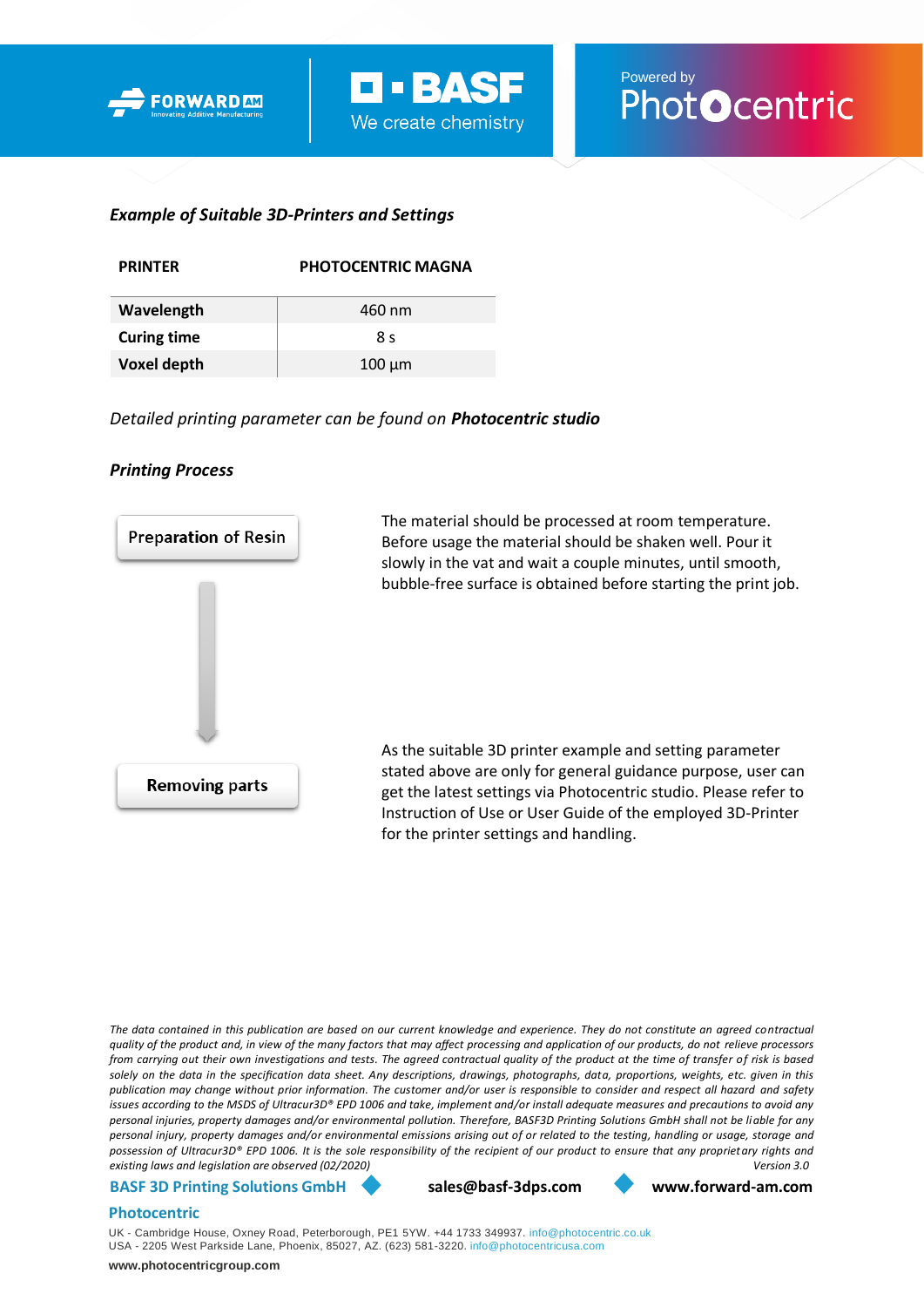### *Example of Suitable 3D-Printers and Settings*

| PRINTER | PHOTOCENTRIC MAGNA |
|---|---|
| **Wavelength** | 460 nm |
| **Curing time** | 8 s |
| **Voxel depth** | 100 µm |

*Detailed printing parameter can be found on* ***Photocentric studio***

### *Printing Process*

**Preparation of Resin**

The material should be processed at room temperature. Before usage the material should be shaken well. Pour it slowly in the vat and wait a couple minutes, until smooth, bubble-free surface is obtained before starting the print job.

**Removing parts**

As the suitable 3D printer example and setting parameter stated above are only for general guidance purpose, user can get the latest settings via Photocentric studio. Please refer to Instruction of Use or User Guide of the employed 3D-Printer for the printer settings and handling.

*The data contained in this publication are based on our current knowledge and experience. They do not constitute an agreed contractual quality of the product and, in view of the many factors that may affect processing and application of our products, do not relieve processors from carrying out their own investigations and tests. The agreed contractual quality of the product at the time of transfer of risk is based solely on the data in the specification data sheet. Any descriptions, drawings, photographs, data, proportions, weights, etc. given in this publication may change without prior information. The customer and/or user is responsible to consider and respect all hazard and safety issues according to the MSDS of Ultracur3D® EPD 1006 and take, implement and/or install adequate measures and precautions to avoid any personal injuries, property damages and/or environmental pollution. Therefore, BASF3D Printing Solutions GmbH shall not be liable for any personal injury, property damages and/or environmental emissions arising out of or related to the testing, handling or usage, storage and possession of Ultracur3D® EPD 1006. It is the sole responsibility of the recipient of our product to ensure that any proprietary rights and existing laws and legislation are observed (02/2020)* *Version 3.0*

**BASF 3D Printing Solutions GmbH** **sales@basf-3dps.com** **www.forward-am.com**

**Photocentric**

UK - Cambridge House, Oxney Road, Peterborough, PE1 5YW. +44 1733 349937. info@photocentric.co.uk
USA - 2205 West Parkside Lane, Phoenix, 85027, AZ. (623) 581-3220. info@photocentricusa.com

**www.photocentricgroup.com**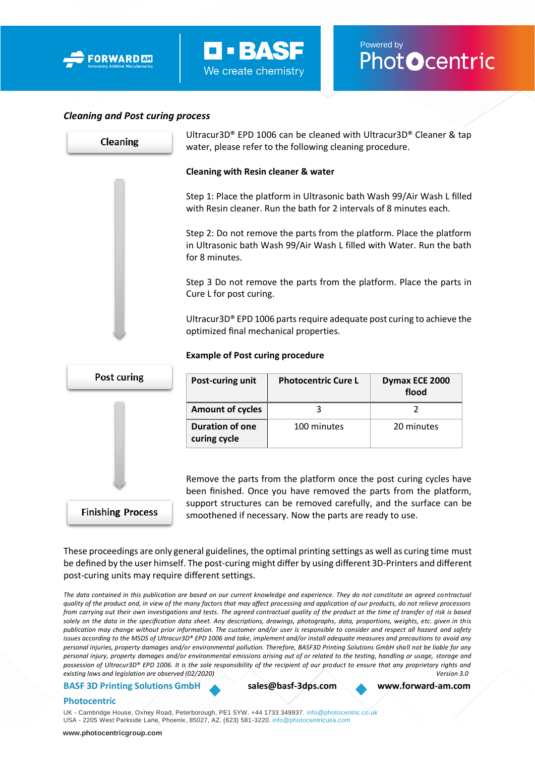*Cleaning and Post curing process*

**Cleaning**

Ultracur3D® EPD 1006 can be cleaned with Ultracur3D® Cleaner & tap water, please refer to the following cleaning procedure.

**Cleaning with Resin cleaner & water**

Step 1: Place the platform in Ultrasonic bath Wash 99/Air Wash L filled with Resin cleaner. Run the bath for 2 intervals of 8 minutes each.

Step 2: Do not remove the parts from the platform. Place the platform in Ultrasonic bath Wash 99/Air Wash L filled with Water. Run the bath for 8 minutes.

Step 3 Do not remove the parts from the platform. Place the parts in Cure L for post curing.

Ultracur3D® EPD 1006 parts require adequate post curing to achieve the optimized final mechanical properties.

**Post curing**

**Example of Post curing procedure**

| Post-curing unit | Photocentric Cure L | Dymax ECE 2000 flood |
|---|---|---|
| **Amount of cycles** | 3 | 2 |
| **Duration of one curing cycle** | 100 minutes | 20 minutes |

**Finishing Process**

Remove the parts from the platform once the post curing cycles have been finished. Once you have removed the parts from the platform, support structures can be removed carefully, and the surface can be smoothened if necessary. Now the parts are ready to use.

These proceedings are only general guidelines, the optimal printing settings as well as curing time must be defined by the user himself. The post-curing might differ by using different 3D-Printers and different post-curing units may require different settings.

*The data contained in this publication are based on our current knowledge and experience. They do not constitute an agreed contractual quality of the product and, in view of the many factors that may affect processing and application of our products, do not relieve processors from carrying out their own investigations and tests. The agreed contractual quality of the product at the time of transfer of risk is based solely on the data in the specification data sheet. Any descriptions, drawings, photographs, data, proportions, weights, etc. given in this publication may change without prior information. The customer and/or user is responsible to consider and respect all hazard and safety issues according to the MSDS of Ultracur3D® EPD 1006 and take, implement and/or install adequate measures and precautions to avoid any personal injuries, property damages and/or environmental pollution. Therefore, BASF3D Printing Solutions GmbH shall not be liable for any personal injury, property damages and/or environmental emissions arising out of or related to the testing, handling or usage, storage and possession of Ultracur3D® EPD 1006. It is the sole responsibility of the recipient of our product to ensure that any proprietary rights and existing laws and legislation are observed (02/2020)* *Version 3.0*

**BASF 3D Printing Solutions GmbH** **sales@basf-3dps.com** **www.forward-am.com**

**Photocentric**

UK - Cambridge House, Oxney Road, Peterborough, PE1 5YW. +44 1733 349937. info@photocentric.co.uk
USA - 2205 West Parkside Lane, Phoenix, 85027, AZ. (623) 581-3220. info@photocentricusa.com

**www.photocentricgroup.com**